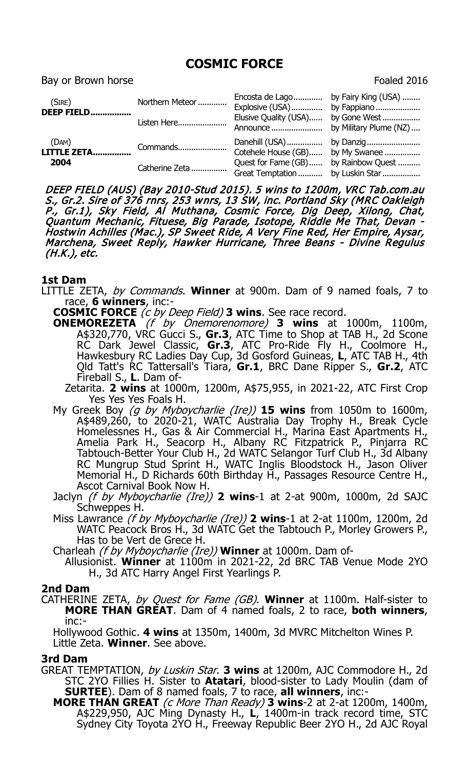# COSMIC FORCE

Bay or Brown horse Foaled 2016

| | | | |
|---|---|---|---|
| (SIRE) **DEEP FIELD**................ | Northern Meteor ............ | Encosta de Lago............ | by Fairy King (USA) ........ |
| | | Explosive (USA).............. | by Fappiano .................... |
| | Listen Here...................... | Elusive Quality (USA)...... | by Gone West ................. |
| | | Announce ....................... | by Military Plume (NZ) .... |
| (DAM) **LITTLE ZETA**............... **2004** | Commands...................... | Danehill (USA)................ | by Danzig........................ |
| | | Cotehele House (GB)...... | by My Swanee ................ |
| | Catherine Zeta ................ | Quest for Fame (GB)...... | by Rainbow Quest .......... |
| | | Great Temptation ........... | by Luskin Star ................. |

*DEEP FIELD (AUS) (Bay 2010-Stud 2015). 5 wins to 1200m, VRC Tab.com.au S., Gr.2. Sire of 376 rnrs, 253 wnrs, 13 SW, inc. Portland Sky (MRC Oakleigh P., Gr.1), Sky Field, Al Muthana, Cosmic Force, Dig Deep, Xilong, Chat, Quantum Mechanic, Fituese, Big Parade, Isotope, Riddle Me That, Devan - Hostwin Achilles (Mac.), SP Sweet Ride, A Very Fine Red, Her Empire, Aysar, Marchena, Sweet Reply, Hawker Hurricane, Three Beans - Divine Regulus (H.K.), etc.*

## 1st Dam

LITTLE ZETA, *by Commands*. **Winner** at 900m. Dam of 9 named foals, 7 to race, **6 winners**, inc:-

**COSMIC FORCE** *(c by Deep Field)* **3 wins**. See race record.

**ONEMOREZETA** *(f by Onemorenomore)* **3 wins** at 1000m, 1100m, A$320,770, VRC Gucci S., **Gr.3**, ATC Time to Shop at TAB H., 2d Scone RC Dark Jewel Classic, **Gr.3**, ATC Pro-Ride Fly H., Coolmore H., Hawkesbury RC Ladies Day Cup, 3d Gosford Guineas, **L**, ATC TAB H., 4th Qld Tatt's RC Tattersall's Tiara, **Gr.1**, BRC Dane Ripper S., **Gr.2**, ATC Fireball S., **L**. Dam of-

Zetarita. **2 wins** at 1000m, 1200m, A$75,955, in 2021-22, ATC First Crop Yes Yes Yes Foals H.

My Greek Boy *(g by Myboycharlie (Ire))* **15 wins** from 1050m to 1600m, A$489,260, to 2020-21, WATC Australia Day Trophy H., Break Cycle Homelessnes H., Gas & Air Commercial H., Marina East Apartments H., Amelia Park H., Seacorp H., Albany RC Fitzpatrick P., Pinjarra RC Tabtouch-Better Your Club H., 2d WATC Selangor Turf Club H., 3d Albany RC Mungrup Stud Sprint H., WATC Inglis Bloodstock H., Jason Oliver Memorial H., D Richards 60th Birthday H., Passages Resource Centre H., Ascot Carnival Book Now H.

Jaclyn *(f by Myboycharlie (Ire))* **2 wins**-1 at 2-at 900m, 1000m, 2d SAJC Schweppes H.

Miss Lawrance *(f by Myboycharlie (Ire))* **2 wins**-1 at 2-at 1100m, 1200m, 2d WATC Peacock Bros H., 3d WATC Get the Tabtouch P., Morley Growers P., Has to be Vert de Grece H.

Charleah *(f by Myboycharlie (Ire))* **Winner** at 1000m. Dam of-

Allusionist. **Winner** at 1100m in 2021-22, 2d BRC TAB Venue Mode 2YO H., 3d ATC Harry Angel First Yearlings P.

## 2nd Dam

CATHERINE ZETA, *by Quest for Fame (GB)*. **Winner** at 1100m. Half-sister to **MORE THAN GREAT**. Dam of 4 named foals, 2 to race, **both winners**, inc:-

Hollywood Gothic. **4 wins** at 1350m, 1400m, 3d MVRC Mitchelton Wines P.

Little Zeta. **Winner**. See above.

## 3rd Dam

GREAT TEMPTATION, *by Luskin Star*. **3 wins** at 1200m, AJC Commodore H., 2d STC 2YO Fillies H. Sister to **Atatari**, blood-sister to Lady Moulin (dam of **SURTEE**). Dam of 8 named foals, 7 to race, **all winners**, inc:-

**MORE THAN GREAT** *(c More Than Ready)* **3 wins**-2 at 2-at 1200m, 1400m, A$229,950, AJC Ming Dynasty H., **L**, 1400m-in track record time, STC Sydney City Toyota 2YO H., Freeway Republic Beer 2YO H., 2d AJC Royal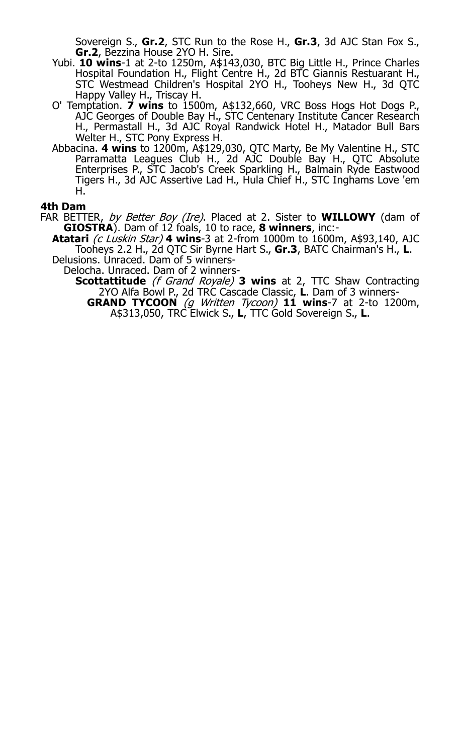Sovereign S., **Gr.2**, STC Run to the Rose H., **Gr.3**, 3d AJC Stan Fox S., **Gr.2**, Bezzina House 2YO H. Sire.

Yubi. **10 wins**-1 at 2-to 1250m, A$143,030, BTC Big Little H., Prince Charles Hospital Foundation H., Flight Centre H., 2d BTC Giannis Restuarant H., STC Westmead Children's Hospital 2YO H., Tooheys New H., 3d QTC Happy Valley H., Triscay H.

O' Temptation. **7 wins** to 1500m, A$132,660, VRC Boss Hogs Hot Dogs P., AJC Georges of Double Bay H., STC Centenary Institute Cancer Research H., Permastall H., 3d AJC Royal Randwick Hotel H., Matador Bull Bars Welter H., STC Pony Express H.

Abbacina. **4 wins** to 1200m, A$129,030, QTC Marty, Be My Valentine H., STC Parramatta Leagues Club H., 2d AJC Double Bay H., QTC Absolute Enterprises P., STC Jacob's Creek Sparkling H., Balmain Ryde Eastwood Tigers H., 3d AJC Assertive Lad H., Hula Chief H., STC Inghams Love 'em H.

**4th Dam**

FAR BETTER, *by Better Boy (Ire)*. Placed at 2. Sister to **WILLOWY** (dam of **GIOSTRA**). Dam of 12 foals, 10 to race, **8 winners**, inc:-

**Atatari** *(c Luskin Star)* **4 wins**-3 at 2-from 1000m to 1600m, A$93,140, AJC Tooheys 2.2 H., 2d QTC Sir Byrne Hart S., **Gr.3**, BATC Chairman's H., **L**.

Delusions. Unraced. Dam of 5 winners-

Delocha. Unraced. Dam of 2 winners-

**Scottattitude** *(f Grand Royale)* **3 wins** at 2, TTC Shaw Contracting 2YO Alfa Bowl P., 2d TRC Cascade Classic, **L**. Dam of 3 winners-

**GRAND TYCOON** *(g Written Tycoon)* **11 wins**-7 at 2-to 1200m, A$313,050, TRC Elwick S., **L**, TTC Gold Sovereign S., **L**.